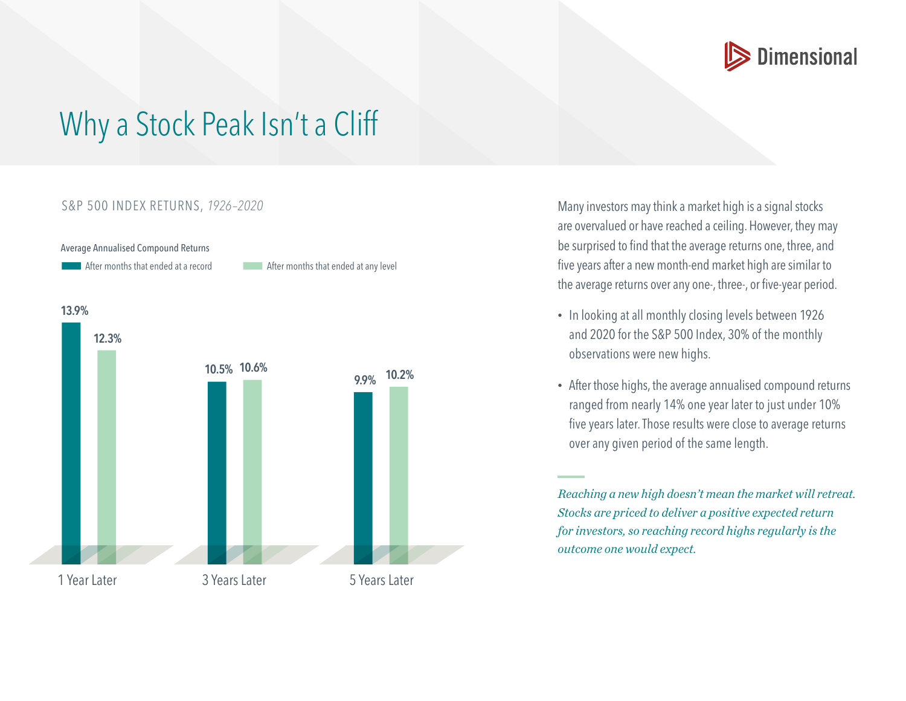Dimensional

# Why a Stock Peak Isn't a Cliff

S&P 500 INDEX RETURNS, *1926–2020*

Average Annualised Compound Returns

| | After months that ended at a record | After months that ended at any level |
|---|---|---|
| 1 Year Later | 13.9% | 12.3% |
| 3 Years Later | 10.5% | 10.6% |
| 5 Years Later | 9.9% | 10.2% |

Many investors may think a market high is a signal stocks are overvalued or have reached a ceiling. However, they may be surprised to find that the average returns one, three, and five years after a new month-end market high are similar to the average returns over any one-, three-, or five-year period.

- In looking at all monthly closing levels between 1926 and 2020 for the S&P 500 Index, 30% of the monthly observations were new highs.
- After those highs, the average annualised compound returns ranged from nearly 14% one year later to just under 10% five years later. Those results were close to average returns over any given period of the same length.

*Reaching a new high doesn't mean the market will retreat. Stocks are priced to deliver a positive expected return for investors, so reaching record highs regularly is the outcome one would expect.*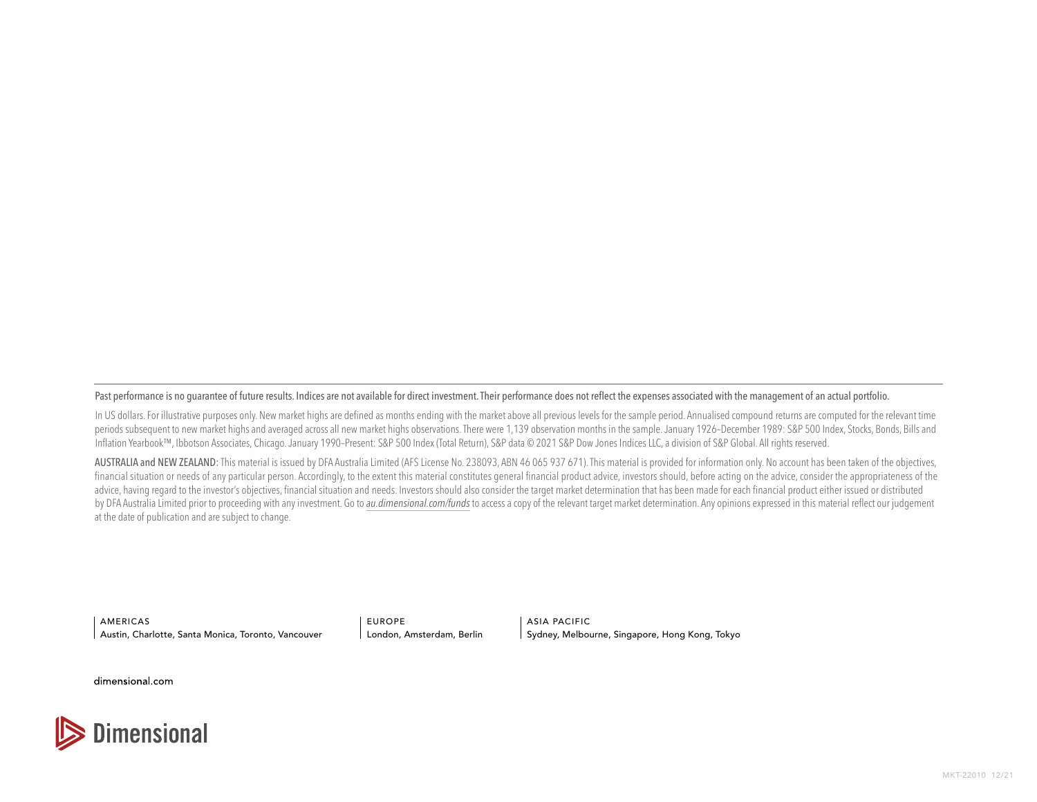Past performance is no guarantee of future results. Indices are not available for direct investment. Their performance does not reflect the expenses associated with the management of an actual portfolio.

In US dollars. For illustrative purposes only. New market highs are defined as months ending with the market above all previous levels for the sample period. Annualised compound returns are computed for the relevant time periods subsequent to new market highs and averaged across all new market highs observations. There were 1,139 observation months in the sample. January 1926–December 1989: S&P 500 Index, Stocks, Bonds, Bills and Inflation Yearbook™, Ibbotson Associates, Chicago. January 1990–Present: S&P 500 Index (Total Return), S&P data © 2021 S&P Dow Jones Indices LLC, a division of S&P Global. All rights reserved.

AUSTRALIA and NEW ZEALAND: This material is issued by DFA Australia Limited (AFS License No. 238093, ABN 46 065 937 671). This material is provided for information only. No account has been taken of the objectives, financial situation or needs of any particular person. Accordingly, to the extent this material constitutes general financial product advice, investors should, before acting on the advice, consider the appropriateness of the advice, having regard to the investor's objectives, financial situation and needs. Investors should also consider the target market determination that has been made for each financial product either issued or distributed by DFA Australia Limited prior to proceeding with any investment. Go to *au.dimensional.com/funds* to access a copy of the relevant target market determination. Any opinions expressed in this material reflect our judgement at the date of publication and are subject to change.

AMERICAS
Austin, Charlotte, Santa Monica, Toronto, Vancouver

EUROPE
London, Amsterdam, Berlin

ASIA PACIFIC
Sydney, Melbourne, Singapore, Hong Kong, Tokyo

dimensional.com

Dimensional

MKT-22010 12/21